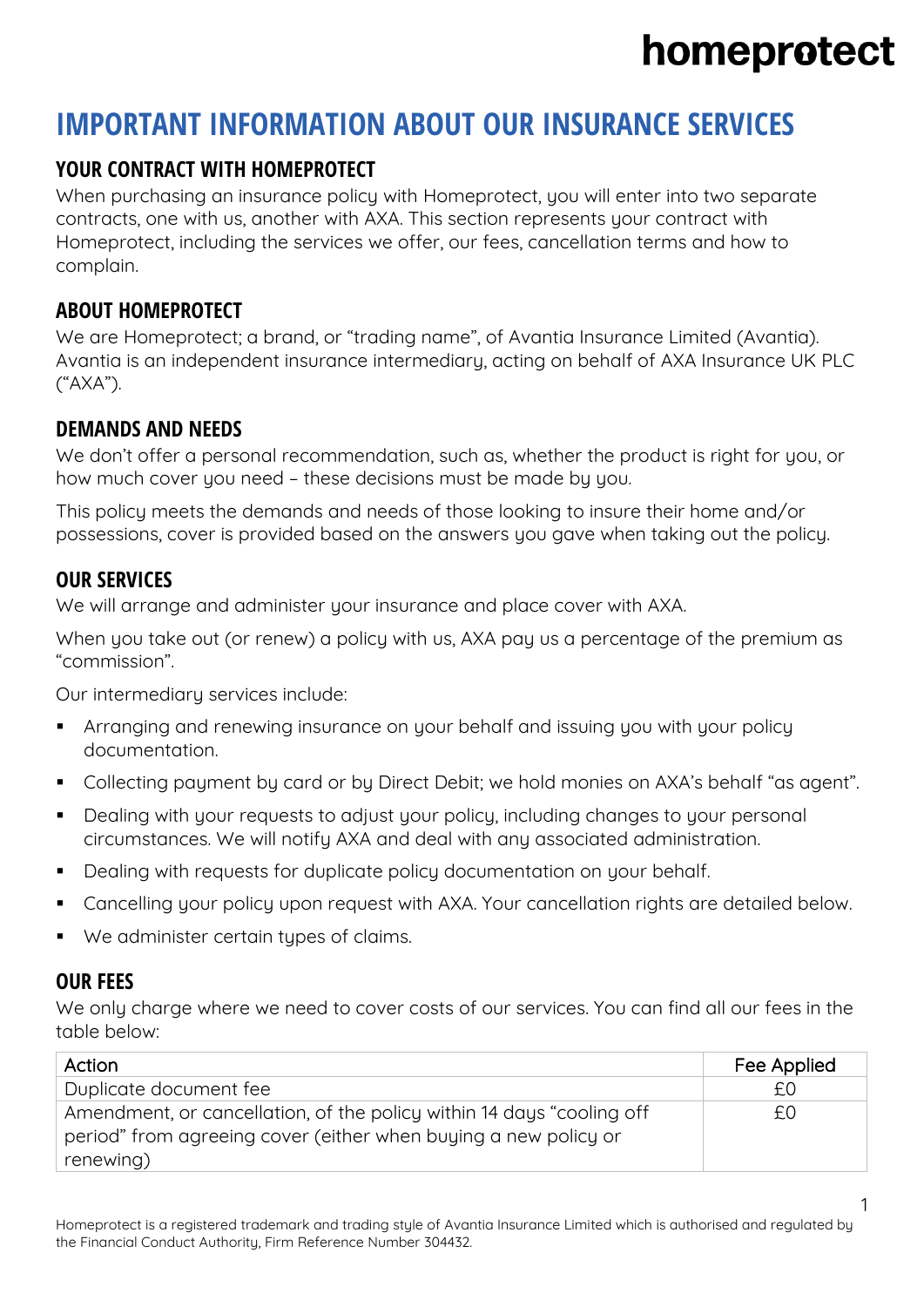homeprotect

# IMPORTANT INFORMATION ABOUT OUR INSURANCE SERVICES

## YOUR CONTRACT WITH HOMEPROTECT

When purchasing an insurance policy with Homeprotect, you will enter into two separate contracts, one with us, another with AXA. This section represents your contract with Homeprotect, including the services we offer, our fees, cancellation terms and how to complain.

## ABOUT HOMEPROTECT

We are Homeprotect; a brand, or "trading name", of Avantia Insurance Limited (Avantia). Avantia is an independent insurance intermediary, acting on behalf of AXA Insurance UK PLC ("AXA").

## DEMANDS AND NEEDS

We don't offer a personal recommendation, such as, whether the product is right for you, or how much cover you need – these decisions must be made by you.

This policy meets the demands and needs of those looking to insure their home and/or possessions, cover is provided based on the answers you gave when taking out the policy.

## OUR SERVICES

We will arrange and administer your insurance and place cover with AXA.

When you take out (or renew) a policy with us, AXA pay us a percentage of the premium as "commission".

Our intermediary services include:

- Arranging and renewing insurance on your behalf and issuing you with your policy documentation.
- Collecting payment by card or by Direct Debit; we hold monies on AXA's behalf "as agent".
- Dealing with your requests to adjust your policy, including changes to your personal circumstances. We will notify AXA and deal with any associated administration.
- Dealing with requests for duplicate policy documentation on your behalf.
- Cancelling your policy upon request with AXA. Your cancellation rights are detailed below.
- We administer certain types of claims.

## OUR FEES

We only charge where we need to cover costs of our services. You can find all our fees in the table below:

| Action | Fee Applied |
|---|---|
| Duplicate document fee | £0 |
| Amendment, or cancellation, of the policy within 14 days "cooling off period" from agreeing cover (either when buying a new policy or renewing) | £0 |

Homeprotect is a registered trademark and trading style of Avantia Insurance Limited which is authorised and regulated by the Financial Conduct Authority, Firm Reference Number 304432.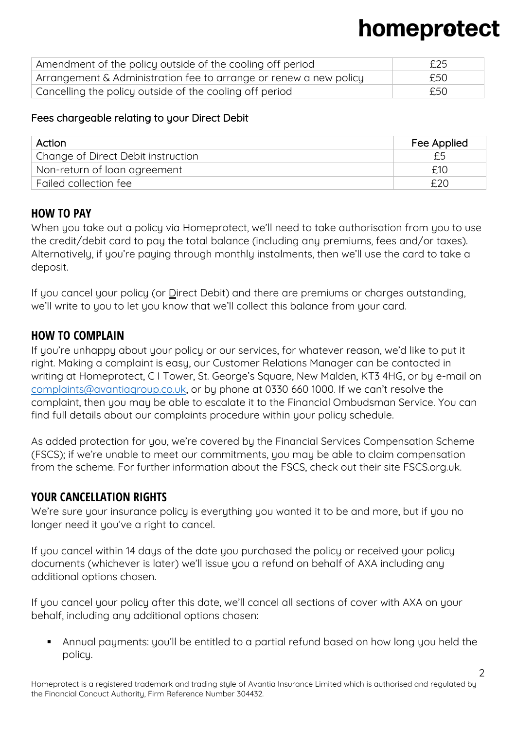| | |
|---|---|
| Amendment of the policy outside of the cooling off period | £25 |
| Arrangement & Administration fee to arrange or renew a new policy | £50 |
| Cancelling the policy outside of the cooling off period | £50 |

### Fees chargeable relating to your Direct Debit

| Action | Fee Applied |
|---|---|
| Change of Direct Debit instruction | £5 |
| Non-return of loan agreement | £10 |
| Failed collection fee | £20 |

## HOW TO PAY

When you take out a policy via Homeprotect, we'll need to take authorisation from you to use the credit/debit card to pay the total balance (including any premiums, fees and/or taxes). Alternatively, if you're paying through monthly instalments, then we'll use the card to take a deposit.

If you cancel your policy (or Direct Debit) and there are premiums or charges outstanding, we'll write to you to let you know that we'll collect this balance from your card.

## HOW TO COMPLAIN

If you're unhappy about your policy or our services, for whatever reason, we'd like to put it right. Making a complaint is easy, our Customer Relations Manager can be contacted in writing at Homeprotect, C I Tower, St. George's Square, New Malden, KT3 4HG, or by e-mail on complaints@avantiagroup.co.uk, or by phone at 0330 660 1000. If we can't resolve the complaint, then you may be able to escalate it to the Financial Ombudsman Service. You can find full details about our complaints procedure within your policy schedule.

As added protection for you, we're covered by the Financial Services Compensation Scheme (FSCS); if we're unable to meet our commitments, you may be able to claim compensation from the scheme. For further information about the FSCS, check out their site FSCS.org.uk.

## YOUR CANCELLATION RIGHTS

We're sure your insurance policy is everything you wanted it to be and more, but if you no longer need it you've a right to cancel.

If you cancel within 14 days of the date you purchased the policy or received your policy documents (whichever is later) we'll issue you a refund on behalf of AXA including any additional options chosen.

If you cancel your policy after this date, we'll cancel all sections of cover with AXA on your behalf, including any additional options chosen:

- Annual payments: you'll be entitled to a partial refund based on how long you held the policy.

Homeprotect is a registered trademark and trading style of Avantia Insurance Limited which is authorised and regulated by the Financial Conduct Authority, Firm Reference Number 304432.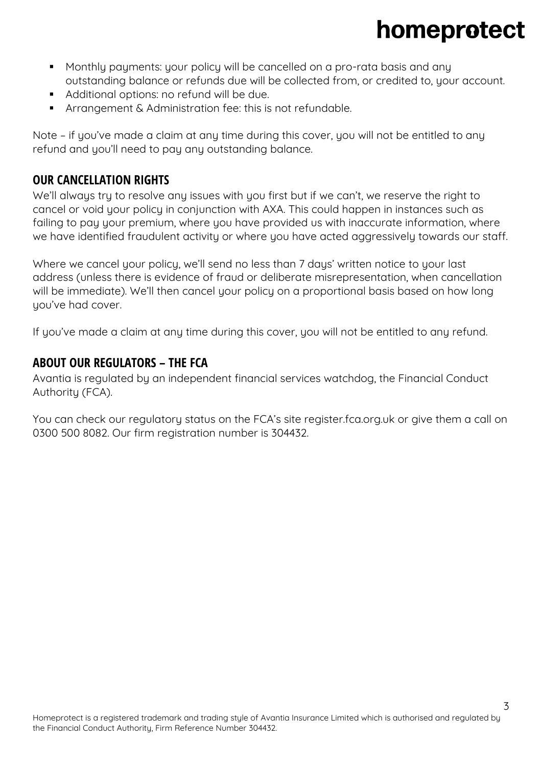- Monthly payments: your policy will be cancelled on a pro-rata basis and any outstanding balance or refunds due will be collected from, or credited to, your account.
- Additional options: no refund will be due.
- Arrangement & Administration fee: this is not refundable.

Note – if you've made a claim at any time during this cover, you will not be entitled to any refund and you'll need to pay any outstanding balance.

## OUR CANCELLATION RIGHTS

We'll always try to resolve any issues with you first but if we can't, we reserve the right to cancel or void your policy in conjunction with AXA. This could happen in instances such as failing to pay your premium, where you have provided us with inaccurate information, where we have identified fraudulent activity or where you have acted aggressively towards our staff.

Where we cancel your policy, we'll send no less than 7 days' written notice to your last address (unless there is evidence of fraud or deliberate misrepresentation, when cancellation will be immediate). We'll then cancel your policy on a proportional basis based on how long you've had cover.

If you've made a claim at any time during this cover, you will not be entitled to any refund.

## ABOUT OUR REGULATORS – THE FCA

Avantia is regulated by an independent financial services watchdog, the Financial Conduct Authority (FCA).

You can check our regulatory status on the FCA's site register.fca.org.uk or give them a call on 0300 500 8082. Our firm registration number is 304432.

Homeprotect is a registered trademark and trading style of Avantia Insurance Limited which is authorised and regulated by the Financial Conduct Authority, Firm Reference Number 304432.